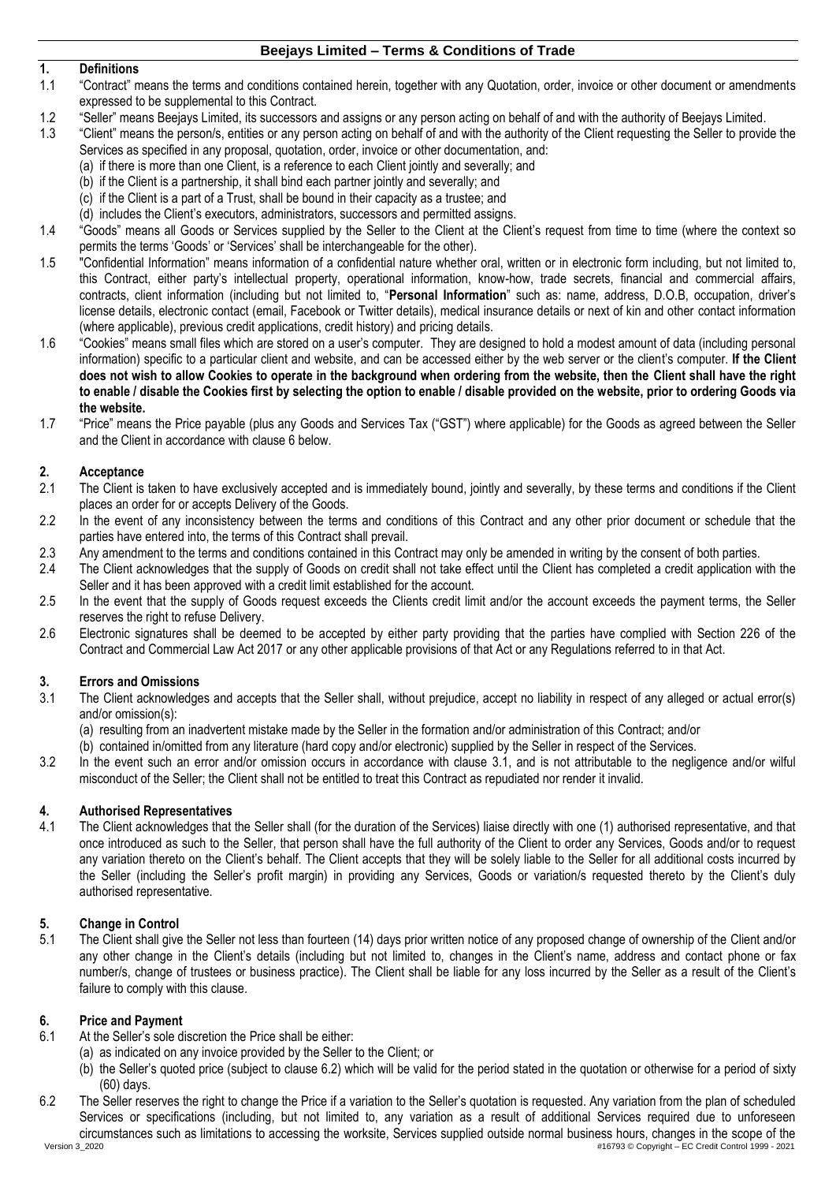# Beejays Limited – Terms & Conditions of Trade

## 1. Definitions

1.1 "Contract" means the terms and conditions contained herein, together with any Quotation, order, invoice or other document or amendments expressed to be supplemental to this Contract.

1.2 "Seller" means Beejays Limited, its successors and assigns or any person acting on behalf of and with the authority of Beejays Limited.

1.3 "Client" means the person/s, entities or any person acting on behalf of and with the authority of the Client requesting the Seller to provide the Services as specified in any proposal, quotation, order, invoice or other documentation, and:

(a) if there is more than one Client, is a reference to each Client jointly and severally; and
(b) if the Client is a partnership, it shall bind each partner jointly and severally; and
(c) if the Client is a part of a Trust, shall be bound in their capacity as a trustee; and
(d) includes the Client's executors, administrators, successors and permitted assigns.

1.4 "Goods" means all Goods or Services supplied by the Seller to the Client at the Client's request from time to time (where the context so permits the terms 'Goods' or 'Services' shall be interchangeable for the other).

1.5 "Confidential Information" means information of a confidential nature whether oral, written or in electronic form including, but not limited to, this Contract, either party's intellectual property, operational information, know-how, trade secrets, financial and commercial affairs, contracts, client information (including but not limited to, "**Personal Information**" such as: name, address, D.O.B, occupation, driver's license details, electronic contact (email, Facebook or Twitter details), medical insurance details or next of kin and other contact information (where applicable), previous credit applications, credit history) and pricing details.

1.6 "Cookies" means small files which are stored on a user's computer. They are designed to hold a modest amount of data (including personal information) specific to a particular client and website, and can be accessed either by the web server or the client's computer. **If the Client does not wish to allow Cookies to operate in the background when ordering from the website, then the Client shall have the right to enable / disable the Cookies first by selecting the option to enable / disable provided on the website, prior to ordering Goods via the website.**

1.7 "Price" means the Price payable (plus any Goods and Services Tax ("GST") where applicable) for the Goods as agreed between the Seller and the Client in accordance with clause 6 below.

## 2. Acceptance

2.1 The Client is taken to have exclusively accepted and is immediately bound, jointly and severally, by these terms and conditions if the Client places an order for or accepts Delivery of the Goods.

2.2 In the event of any inconsistency between the terms and conditions of this Contract and any other prior document or schedule that the parties have entered into, the terms of this Contract shall prevail.

2.3 Any amendment to the terms and conditions contained in this Contract may only be amended in writing by the consent of both parties.

2.4 The Client acknowledges that the supply of Goods on credit shall not take effect until the Client has completed a credit application with the Seller and it has been approved with a credit limit established for the account.

2.5 In the event that the supply of Goods request exceeds the Clients credit limit and/or the account exceeds the payment terms, the Seller reserves the right to refuse Delivery.

2.6 Electronic signatures shall be deemed to be accepted by either party providing that the parties have complied with Section 226 of the Contract and Commercial Law Act 2017 or any other applicable provisions of that Act or any Regulations referred to in that Act.

## 3. Errors and Omissions

3.1 The Client acknowledges and accepts that the Seller shall, without prejudice, accept no liability in respect of any alleged or actual error(s) and/or omission(s):

(a) resulting from an inadvertent mistake made by the Seller in the formation and/or administration of this Contract; and/or
(b) contained in/omitted from any literature (hard copy and/or electronic) supplied by the Seller in respect of the Services.

3.2 In the event such an error and/or omission occurs in accordance with clause 3.1, and is not attributable to the negligence and/or wilful misconduct of the Seller; the Client shall not be entitled to treat this Contract as repudiated nor render it invalid.

## 4. Authorised Representatives

4.1 The Client acknowledges that the Seller shall (for the duration of the Services) liaise directly with one (1) authorised representative, and that once introduced as such to the Seller, that person shall have the full authority of the Client to order any Services, Goods and/or to request any variation thereto on the Client's behalf. The Client accepts that they will be solely liable to the Seller for all additional costs incurred by the Seller (including the Seller's profit margin) in providing any Services, Goods or variation/s requested thereto by the Client's duly authorised representative.

## 5. Change in Control

5.1 The Client shall give the Seller not less than fourteen (14) days prior written notice of any proposed change of ownership of the Client and/or any other change in the Client's details (including but not limited to, changes in the Client's name, address and contact phone or fax number/s, change of trustees or business practice). The Client shall be liable for any loss incurred by the Seller as a result of the Client's failure to comply with this clause.

## 6. Price and Payment

6.1 At the Seller's sole discretion the Price shall be either:

(a) as indicated on any invoice provided by the Seller to the Client; or
(b) the Seller's quoted price (subject to clause 6.2) which will be valid for the period stated in the quotation or otherwise for a period of sixty (60) days.

6.2 The Seller reserves the right to change the Price if a variation to the Seller's quotation is requested. Any variation from the plan of scheduled Services or specifications (including, but not limited to, any variation as a result of additional Services required due to unforeseen circumstances such as limitations to accessing the worksite, Services supplied outside normal business hours, changes in the scope of the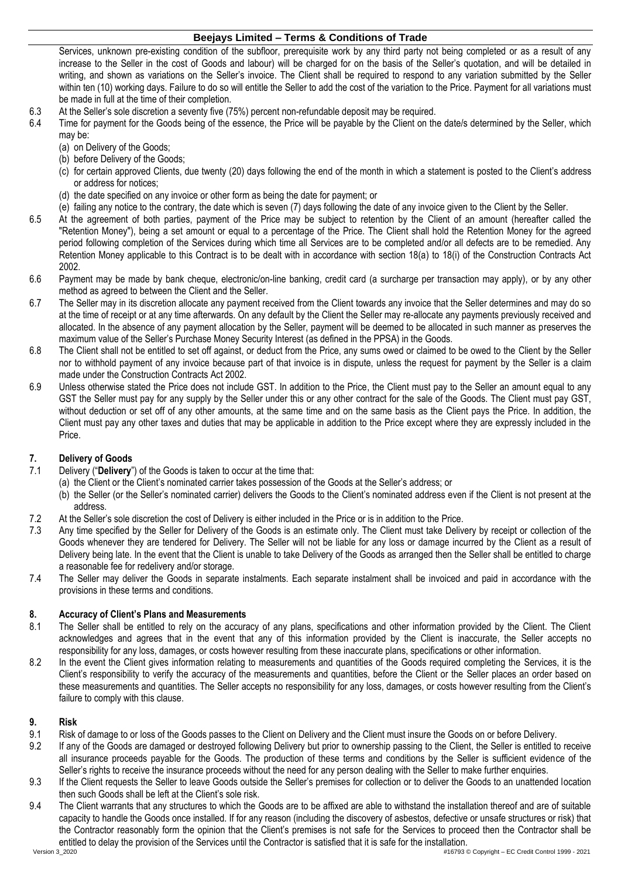Services, unknown pre-existing condition of the subfloor, prerequisite work by any third party not being completed or as a result of any increase to the Seller in the cost of Goods and labour) will be charged for on the basis of the Seller's quotation, and will be detailed in writing, and shown as variations on the Seller's invoice. The Client shall be required to respond to any variation submitted by the Seller within ten (10) working days. Failure to do so will entitle the Seller to add the cost of the variation to the Price. Payment for all variations must be made in full at the time of their completion.

6.3 At the Seller's sole discretion a seventy five (75%) percent non-refundable deposit may be required.

6.4 Time for payment for the Goods being of the essence, the Price will be payable by the Client on the date/s determined by the Seller, which may be:
- (a) on Delivery of the Goods;
- (b) before Delivery of the Goods;
- (c) for certain approved Clients, due twenty (20) days following the end of the month in which a statement is posted to the Client's address or address for notices;
- (d) the date specified on any invoice or other form as being the date for payment; or
- (e) failing any notice to the contrary, the date which is seven (7) days following the date of any invoice given to the Client by the Seller.

6.5 At the agreement of both parties, payment of the Price may be subject to retention by the Client of an amount (hereafter called the "Retention Money"), being a set amount or equal to a percentage of the Price. The Client shall hold the Retention Money for the agreed period following completion of the Services during which time all Services are to be completed and/or all defects are to be remedied. Any Retention Money applicable to this Contract is to be dealt with in accordance with section 18(a) to 18(i) of the Construction Contracts Act 2002.

6.6 Payment may be made by bank cheque, electronic/on-line banking, credit card (a surcharge per transaction may apply), or by any other method as agreed to between the Client and the Seller.

6.7 The Seller may in its discretion allocate any payment received from the Client towards any invoice that the Seller determines and may do so at the time of receipt or at any time afterwards. On any default by the Client the Seller may re-allocate any payments previously received and allocated. In the absence of any payment allocation by the Seller, payment will be deemed to be allocated in such manner as preserves the maximum value of the Seller's Purchase Money Security Interest (as defined in the PPSA) in the Goods.

6.8 The Client shall not be entitled to set off against, or deduct from the Price, any sums owed or claimed to be owed to the Client by the Seller nor to withhold payment of any invoice because part of that invoice is in dispute, unless the request for payment by the Seller is a claim made under the Construction Contracts Act 2002.

6.9 Unless otherwise stated the Price does not include GST. In addition to the Price, the Client must pay to the Seller an amount equal to any GST the Seller must pay for any supply by the Seller under this or any other contract for the sale of the Goods. The Client must pay GST, without deduction or set off of any other amounts, at the same time and on the same basis as the Client pays the Price. In addition, the Client must pay any other taxes and duties that may be applicable in addition to the Price except where they are expressly included in the Price.

## 7. Delivery of Goods

7.1 Delivery ("**Delivery**") of the Goods is taken to occur at the time that:
- (a) the Client or the Client's nominated carrier takes possession of the Goods at the Seller's address; or
- (b) the Seller (or the Seller's nominated carrier) delivers the Goods to the Client's nominated address even if the Client is not present at the address.

7.2 At the Seller's sole discretion the cost of Delivery is either included in the Price or is in addition to the Price.

7.3 Any time specified by the Seller for Delivery of the Goods is an estimate only. The Client must take Delivery by receipt or collection of the Goods whenever they are tendered for Delivery. The Seller will not be liable for any loss or damage incurred by the Client as a result of Delivery being late. In the event that the Client is unable to take Delivery of the Goods as arranged then the Seller shall be entitled to charge a reasonable fee for redelivery and/or storage.

7.4 The Seller may deliver the Goods in separate instalments. Each separate instalment shall be invoiced and paid in accordance with the provisions in these terms and conditions.

## 8. Accuracy of Client's Plans and Measurements

8.1 The Seller shall be entitled to rely on the accuracy of any plans, specifications and other information provided by the Client. The Client acknowledges and agrees that in the event that any of this information provided by the Client is inaccurate, the Seller accepts no responsibility for any loss, damages, or costs however resulting from these inaccurate plans, specifications or other information.

8.2 In the event the Client gives information relating to measurements and quantities of the Goods required completing the Services, it is the Client's responsibility to verify the accuracy of the measurements and quantities, before the Client or the Seller places an order based on these measurements and quantities. The Seller accepts no responsibility for any loss, damages, or costs however resulting from the Client's failure to comply with this clause.

## 9. Risk

9.1 Risk of damage to or loss of the Goods passes to the Client on Delivery and the Client must insure the Goods on or before Delivery.

9.2 If any of the Goods are damaged or destroyed following Delivery but prior to ownership passing to the Client, the Seller is entitled to receive all insurance proceeds payable for the Goods. The production of these terms and conditions by the Seller is sufficient evidence of the Seller's rights to receive the insurance proceeds without the need for any person dealing with the Seller to make further enquiries.

9.3 If the Client requests the Seller to leave Goods outside the Seller's premises for collection or to deliver the Goods to an unattended location then such Goods shall be left at the Client's sole risk.

9.4 The Client warrants that any structures to which the Goods are to be affixed are able to withstand the installation thereof and are of suitable capacity to handle the Goods once installed. If for any reason (including the discovery of asbestos, defective or unsafe structures or risk) that the Contractor reasonably form the opinion that the Client's premises is not safe for the Services to proceed then the Contractor shall be entitled to delay the provision of the Services until the Contractor is satisfied that it is safe for the installation.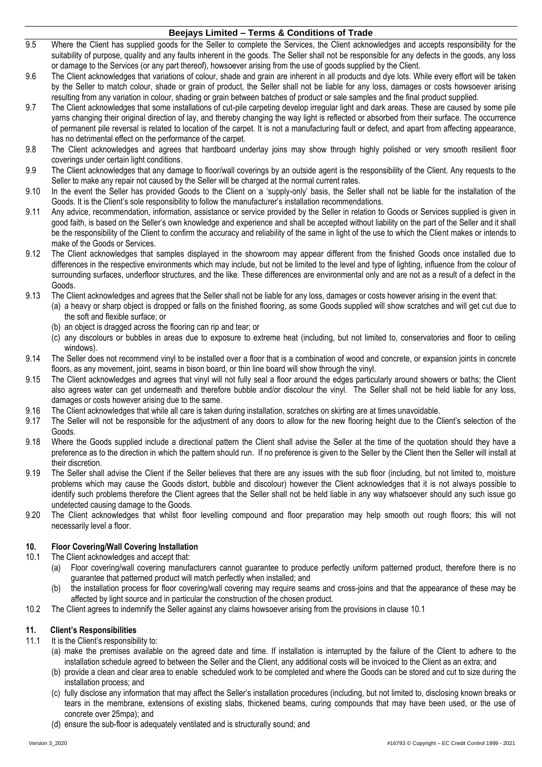9.5 Where the Client has supplied goods for the Seller to complete the Services, the Client acknowledges and accepts responsibility for the suitability of purpose, quality and any faults inherent in the goods. The Seller shall not be responsible for any defects in the goods, any loss or damage to the Services (or any part thereof), howsoever arising from the use of goods supplied by the Client.

9.6 The Client acknowledges that variations of colour, shade and grain are inherent in all products and dye lots. While every effort will be taken by the Seller to match colour, shade or grain of product, the Seller shall not be liable for any loss, damages or costs howsoever arising resulting from any variation in colour, shading or grain between batches of product or sale samples and the final product supplied.

9.7 The Client acknowledges that some installations of cut-pile carpeting develop irregular light and dark areas. These are caused by some pile yarns changing their original direction of lay, and thereby changing the way light is reflected or absorbed from their surface. The occurrence of permanent pile reversal is related to location of the carpet. It is not a manufacturing fault or defect, and apart from affecting appearance, has no detrimental effect on the performance of the carpet.

9.8 The Client acknowledges and agrees that hardboard underlay joins may show through highly polished or very smooth resilient floor coverings under certain light conditions.

9.9 The Client acknowledges that any damage to floor/wall coverings by an outside agent is the responsibility of the Client. Any requests to the Seller to make any repair not caused by the Seller will be charged at the normal current rates.

9.10 In the event the Seller has provided Goods to the Client on a 'supply-only' basis, the Seller shall not be liable for the installation of the Goods. It is the Client's sole responsibility to follow the manufacturer's installation recommendations.

9.11 Any advice, recommendation, information, assistance or service provided by the Seller in relation to Goods or Services supplied is given in good faith, is based on the Seller's own knowledge and experience and shall be accepted without liability on the part of the Seller and it shall be the responsibility of the Client to confirm the accuracy and reliability of the same in light of the use to which the Client makes or intends to make of the Goods or Services.

9.12 The Client acknowledges that samples displayed in the showroom may appear different from the finished Goods once installed due to differences in the respective environments which may include, but not be limited to the level and type of lighting, influence from the colour of surrounding surfaces, underfloor structures, and the like. These differences are environmental only and are not as a result of a defect in the Goods.

9.13 The Client acknowledges and agrees that the Seller shall not be liable for any loss, damages or costs however arising in the event that:
- (a) a heavy or sharp object is dropped or falls on the finished flooring, as some Goods supplied will show scratches and will get cut due to the soft and flexible surface; or
- (b) an object is dragged across the flooring can rip and tear; or
- (c) any discolours or bubbles in areas due to exposure to extreme heat (including, but not limited to, conservatories and floor to ceiling windows).

9.14 The Seller does not recommend vinyl to be installed over a floor that is a combination of wood and concrete, or expansion joints in concrete floors, as any movement, joint, seams in bison board, or thin line board will show through the vinyl.

9.15 The Client acknowledges and agrees that vinyl will not fully seal a floor around the edges particularly around showers or baths; the Client also agrees water can get underneath and therefore bubble and/or discolour the vinyl. The Seller shall not be held liable for any loss, damages or costs however arising due to the same.

9.16 The Client acknowledges that while all care is taken during installation, scratches on skirting are at times unavoidable.

9.17 The Seller will not be responsible for the adjustment of any doors to allow for the new flooring height due to the Client's selection of the Goods.

9.18 Where the Goods supplied include a directional pattern the Client shall advise the Seller at the time of the quotation should they have a preference as to the direction in which the pattern should run. If no preference is given to the Seller by the Client then the Seller will install at their discretion.

9.19 The Seller shall advise the Client if the Seller believes that there are any issues with the sub floor (including, but not limited to, moisture problems which may cause the Goods distort, bubble and discolour) however the Client acknowledges that it is not always possible to identify such problems therefore the Client agrees that the Seller shall not be held liable in any way whatsoever should any such issue go undetected causing damage to the Goods.

9.20 The Client acknowledges that whilst floor levelling compound and floor preparation may help smooth out rough floors; this will not necessarily level a floor.

## 10. Floor Covering/Wall Covering Installation

10.1 The Client acknowledges and accept that:
- (a) Floor covering/wall covering manufacturers cannot guarantee to produce perfectly uniform patterned product, therefore there is no guarantee that patterned product will match perfectly when installed; and
- (b) the installation process for floor covering/wall covering may require seams and cross-joins and that the appearance of these may be affected by light source and in particular the construction of the chosen product.

10.2 The Client agrees to indemnify the Seller against any claims howsoever arising from the provisions in clause 10.1

## 11. Client's Responsibilities

11.1 It is the Client's responsibility to:
- (a) make the premises available on the agreed date and time. If installation is interrupted by the failure of the Client to adhere to the installation schedule agreed to between the Seller and the Client, any additional costs will be invoiced to the Client as an extra; and
- (b) provide a clean and clear area to enable scheduled work to be completed and where the Goods can be stored and cut to size during the installation process; and
- (c) fully disclose any information that may affect the Seller's installation procedures (including, but not limited to, disclosing known breaks or tears in the membrane, extensions of existing slabs, thickened beams, curing compounds that may have been used, or the use of concrete over 25mpa); and
- (d) ensure the sub-floor is adequately ventilated and is structurally sound; and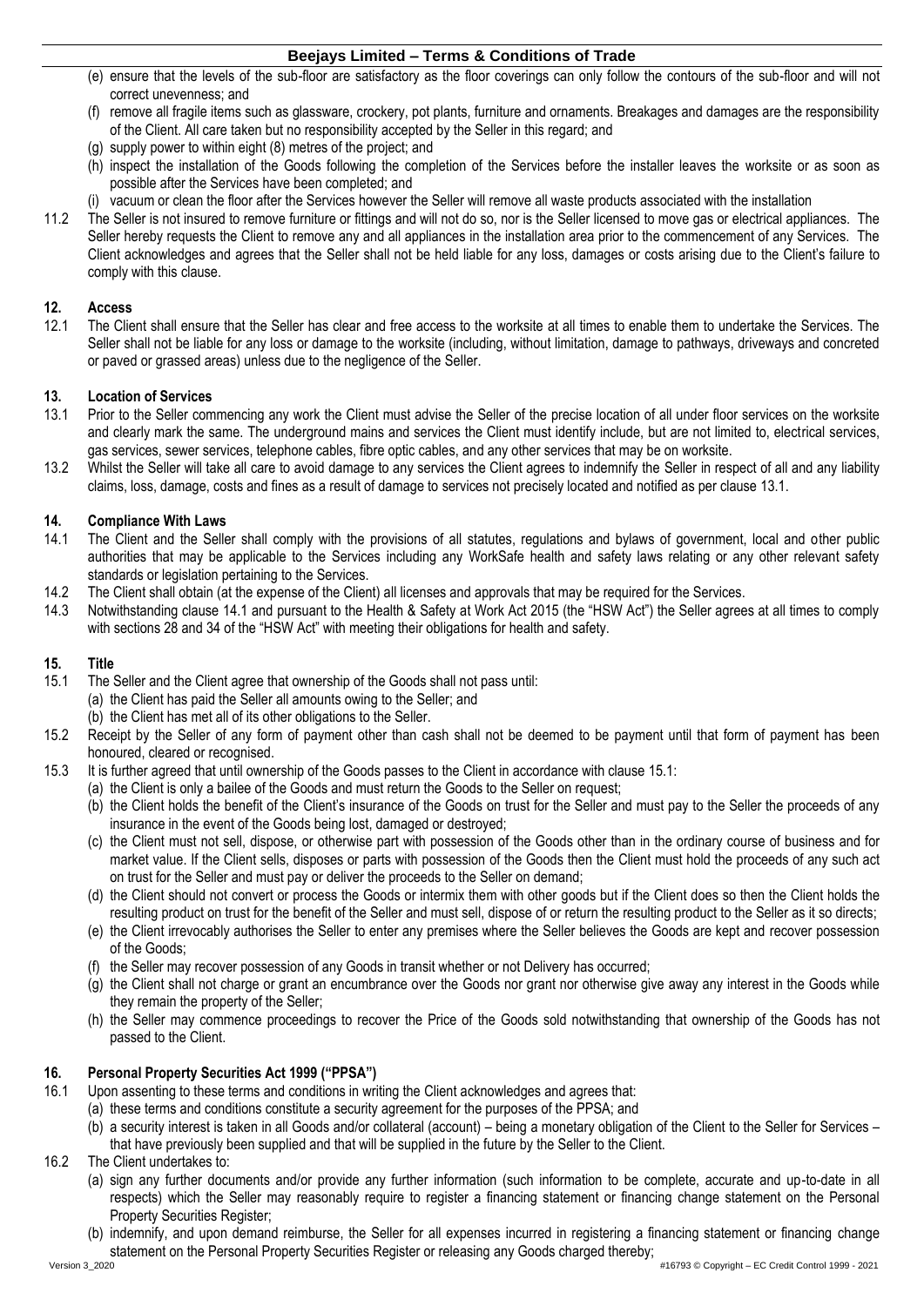(e) ensure that the levels of the sub-floor are satisfactory as the floor coverings can only follow the contours of the sub-floor and will not correct unevenness; and

(f) remove all fragile items such as glassware, crockery, pot plants, furniture and ornaments. Breakages and damages are the responsibility of the Client. All care taken but no responsibility accepted by the Seller in this regard; and

(g) supply power to within eight (8) metres of the project; and

(h) inspect the installation of the Goods following the completion of the Services before the installer leaves the worksite or as soon as possible after the Services have been completed; and

(i) vacuum or clean the floor after the Services however the Seller will remove all waste products associated with the installation

11.2 The Seller is not insured to remove furniture or fittings and will not do so, nor is the Seller licensed to move gas or electrical appliances. The Seller hereby requests the Client to remove any and all appliances in the installation area prior to the commencement of any Services. The Client acknowledges and agrees that the Seller shall not be held liable for any loss, damages or costs arising due to the Client's failure to comply with this clause.

## 12. Access

12.1 The Client shall ensure that the Seller has clear and free access to the worksite at all times to enable them to undertake the Services. The Seller shall not be liable for any loss or damage to the worksite (including, without limitation, damage to pathways, driveways and concreted or paved or grassed areas) unless due to the negligence of the Seller.

## 13. Location of Services

13.1 Prior to the Seller commencing any work the Client must advise the Seller of the precise location of all under floor services on the worksite and clearly mark the same. The underground mains and services the Client must identify include, but are not limited to, electrical services, gas services, sewer services, telephone cables, fibre optic cables, and any other services that may be on worksite.

13.2 Whilst the Seller will take all care to avoid damage to any services the Client agrees to indemnify the Seller in respect of all and any liability claims, loss, damage, costs and fines as a result of damage to services not precisely located and notified as per clause 13.1.

## 14. Compliance With Laws

14.1 The Client and the Seller shall comply with the provisions of all statutes, regulations and bylaws of government, local and other public authorities that may be applicable to the Services including any WorkSafe health and safety laws relating or any other relevant safety standards or legislation pertaining to the Services.

14.2 The Client shall obtain (at the expense of the Client) all licenses and approvals that may be required for the Services.

14.3 Notwithstanding clause 14.1 and pursuant to the Health & Safety at Work Act 2015 (the "HSW Act") the Seller agrees at all times to comply with sections 28 and 34 of the "HSW Act" with meeting their obligations for health and safety.

## 15. Title

15.1 The Seller and the Client agree that ownership of the Goods shall not pass until:

(a) the Client has paid the Seller all amounts owing to the Seller; and

(b) the Client has met all of its other obligations to the Seller.

15.2 Receipt by the Seller of any form of payment other than cash shall not be deemed to be payment until that form of payment has been honoured, cleared or recognised.

15.3 It is further agreed that until ownership of the Goods passes to the Client in accordance with clause 15.1:

(a) the Client is only a bailee of the Goods and must return the Goods to the Seller on request;

(b) the Client holds the benefit of the Client's insurance of the Goods on trust for the Seller and must pay to the Seller the proceeds of any insurance in the event of the Goods being lost, damaged or destroyed;

(c) the Client must not sell, dispose, or otherwise part with possession of the Goods other than in the ordinary course of business and for market value. If the Client sells, disposes or parts with possession of the Goods then the Client must hold the proceeds of any such act on trust for the Seller and must pay or deliver the proceeds to the Seller on demand;

(d) the Client should not convert or process the Goods or intermix them with other goods but if the Client does so then the Client holds the resulting product on trust for the benefit of the Seller and must sell, dispose of or return the resulting product to the Seller as it so directs;

(e) the Client irrevocably authorises the Seller to enter any premises where the Seller believes the Goods are kept and recover possession of the Goods;

(f) the Seller may recover possession of any Goods in transit whether or not Delivery has occurred;

(g) the Client shall not charge or grant an encumbrance over the Goods nor grant nor otherwise give away any interest in the Goods while they remain the property of the Seller;

(h) the Seller may commence proceedings to recover the Price of the Goods sold notwithstanding that ownership of the Goods has not passed to the Client.

## 16. Personal Property Securities Act 1999 ("PPSA")

16.1 Upon assenting to these terms and conditions in writing the Client acknowledges and agrees that:

(a) these terms and conditions constitute a security agreement for the purposes of the PPSA; and

(b) a security interest is taken in all Goods and/or collateral (account) – being a monetary obligation of the Client to the Seller for Services – that have previously been supplied and that will be supplied in the future by the Seller to the Client.

16.2 The Client undertakes to:

(a) sign any further documents and/or provide any further information (such information to be complete, accurate and up-to-date in all respects) which the Seller may reasonably require to register a financing statement or financing change statement on the Personal Property Securities Register;

(b) indemnify, and upon demand reimburse, the Seller for all expenses incurred in registering a financing statement or financing change statement on the Personal Property Securities Register or releasing any Goods charged thereby;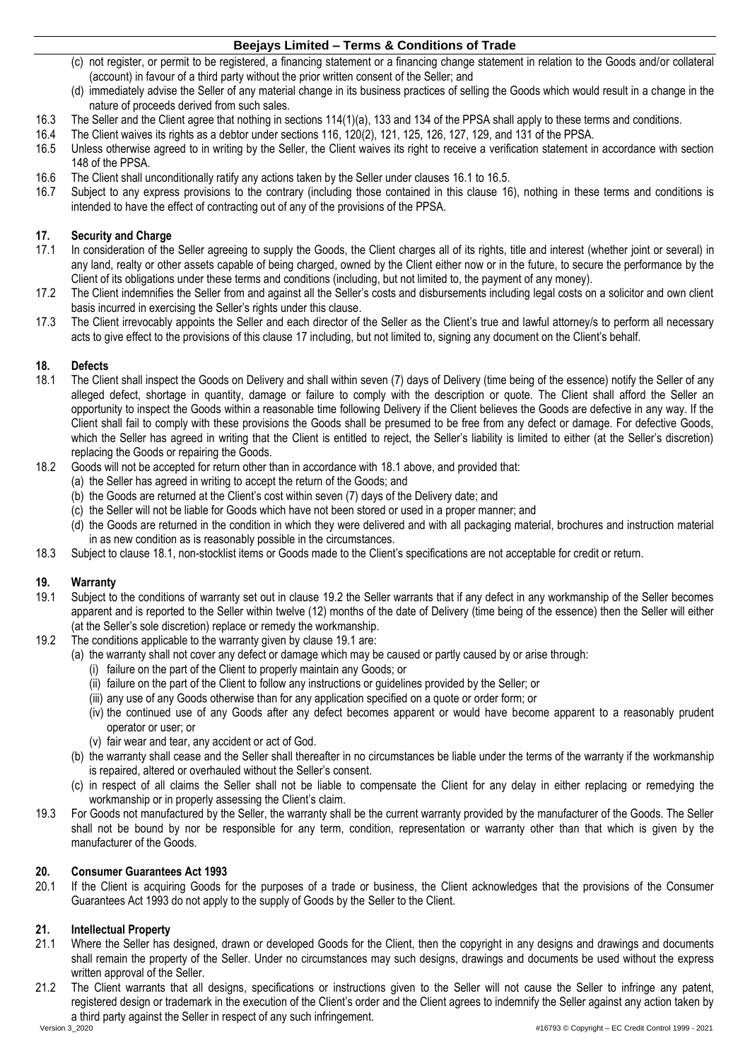(c) not register, or permit to be registered, a financing statement or a financing change statement in relation to the Goods and/or collateral (account) in favour of a third party without the prior written consent of the Seller; and

(d) immediately advise the Seller of any material change in its business practices of selling the Goods which would result in a change in the nature of proceeds derived from such sales.

16.3 The Seller and the Client agree that nothing in sections 114(1)(a), 133 and 134 of the PPSA shall apply to these terms and conditions.

16.4 The Client waives its rights as a debtor under sections 116, 120(2), 121, 125, 126, 127, 129, and 131 of the PPSA.

16.5 Unless otherwise agreed to in writing by the Seller, the Client waives its right to receive a verification statement in accordance with section 148 of the PPSA.

16.6 The Client shall unconditionally ratify any actions taken by the Seller under clauses 16.1 to 16.5.

16.7 Subject to any express provisions to the contrary (including those contained in this clause 16), nothing in these terms and conditions is intended to have the effect of contracting out of any of the provisions of the PPSA.

## 17. Security and Charge

17.1 In consideration of the Seller agreeing to supply the Goods, the Client charges all of its rights, title and interest (whether joint or several) in any land, realty or other assets capable of being charged, owned by the Client either now or in the future, to secure the performance by the Client of its obligations under these terms and conditions (including, but not limited to, the payment of any money).

17.2 The Client indemnifies the Seller from and against all the Seller's costs and disbursements including legal costs on a solicitor and own client basis incurred in exercising the Seller's rights under this clause.

17.3 The Client irrevocably appoints the Seller and each director of the Seller as the Client's true and lawful attorney/s to perform all necessary acts to give effect to the provisions of this clause 17 including, but not limited to, signing any document on the Client's behalf.

## 18. Defects

18.1 The Client shall inspect the Goods on Delivery and shall within seven (7) days of Delivery (time being of the essence) notify the Seller of any alleged defect, shortage in quantity, damage or failure to comply with the description or quote. The Client shall afford the Seller an opportunity to inspect the Goods within a reasonable time following Delivery if the Client believes the Goods are defective in any way. If the Client shall fail to comply with these provisions the Goods shall be presumed to be free from any defect or damage. For defective Goods, which the Seller has agreed in writing that the Client is entitled to reject, the Seller's liability is limited to either (at the Seller's discretion) replacing the Goods or repairing the Goods.

18.2 Goods will not be accepted for return other than in accordance with 18.1 above, and provided that:

(a) the Seller has agreed in writing to accept the return of the Goods; and

(b) the Goods are returned at the Client's cost within seven (7) days of the Delivery date; and

(c) the Seller will not be liable for Goods which have not been stored or used in a proper manner; and

(d) the Goods are returned in the condition in which they were delivered and with all packaging material, brochures and instruction material in as new condition as is reasonably possible in the circumstances.

18.3 Subject to clause 18.1, non-stocklist items or Goods made to the Client's specifications are not acceptable for credit or return.

## 19. Warranty

19.1 Subject to the conditions of warranty set out in clause 19.2 the Seller warrants that if any defect in any workmanship of the Seller becomes apparent and is reported to the Seller within twelve (12) months of the date of Delivery (time being of the essence) then the Seller will either (at the Seller's sole discretion) replace or remedy the workmanship.

19.2 The conditions applicable to the warranty given by clause 19.1 are:

(a) the warranty shall not cover any defect or damage which may be caused or partly caused by or arise through:

(i) failure on the part of the Client to properly maintain any Goods; or

(ii) failure on the part of the Client to follow any instructions or guidelines provided by the Seller; or

(iii) any use of any Goods otherwise than for any application specified on a quote or order form; or

(iv) the continued use of any Goods after any defect becomes apparent or would have become apparent to a reasonably prudent operator or user; or

(v) fair wear and tear, any accident or act of God.

(b) the warranty shall cease and the Seller shall thereafter in no circumstances be liable under the terms of the warranty if the workmanship is repaired, altered or overhauled without the Seller's consent.

(c) in respect of all claims the Seller shall not be liable to compensate the Client for any delay in either replacing or remedying the workmanship or in properly assessing the Client's claim.

19.3 For Goods not manufactured by the Seller, the warranty shall be the current warranty provided by the manufacturer of the Goods. The Seller shall not be bound by nor be responsible for any term, condition, representation or warranty other than that which is given by the manufacturer of the Goods.

## 20. Consumer Guarantees Act 1993

20.1 If the Client is acquiring Goods for the purposes of a trade or business, the Client acknowledges that the provisions of the Consumer Guarantees Act 1993 do not apply to the supply of Goods by the Seller to the Client.

## 21. Intellectual Property

21.1 Where the Seller has designed, drawn or developed Goods for the Client, then the copyright in any designs and drawings and documents shall remain the property of the Seller. Under no circumstances may such designs, drawings and documents be used without the express written approval of the Seller.

21.2 The Client warrants that all designs, specifications or instructions given to the Seller will not cause the Seller to infringe any patent, registered design or trademark in the execution of the Client's order and the Client agrees to indemnify the Seller against any action taken by a third party against the Seller in respect of any such infringement.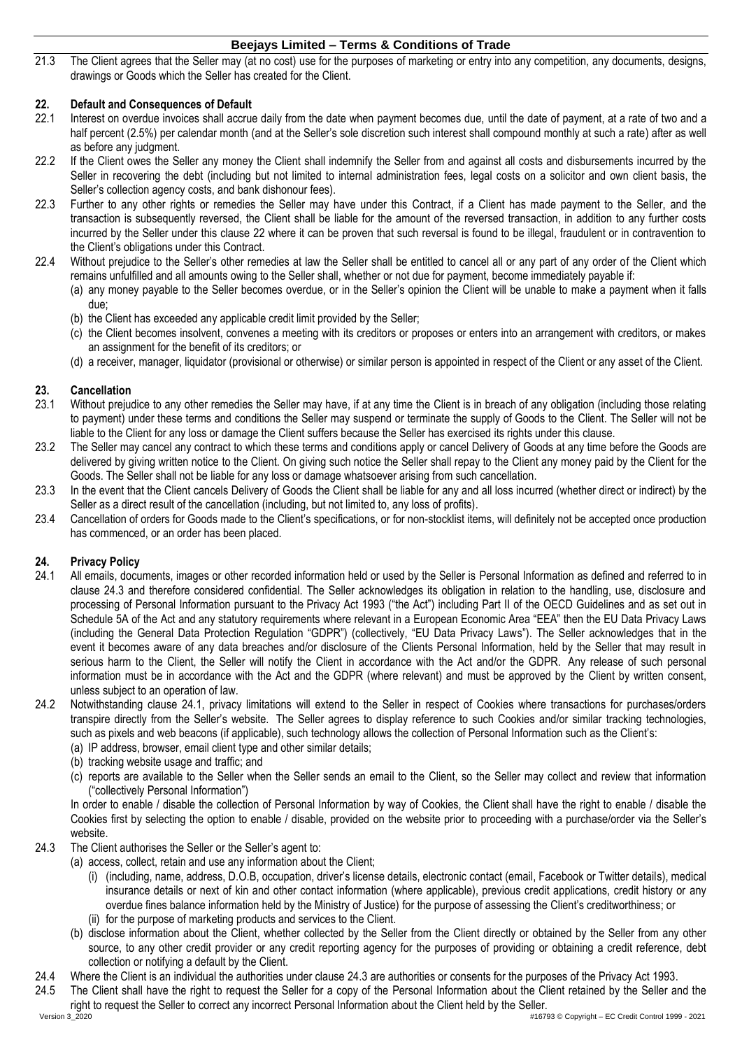21.3 The Client agrees that the Seller may (at no cost) use for the purposes of marketing or entry into any competition, any documents, designs, drawings or Goods which the Seller has created for the Client.

## 22. Default and Consequences of Default

22.1 Interest on overdue invoices shall accrue daily from the date when payment becomes due, until the date of payment, at a rate of two and a half percent (2.5%) per calendar month (and at the Seller's sole discretion such interest shall compound monthly at such a rate) after as well as before any judgment.

22.2 If the Client owes the Seller any money the Client shall indemnify the Seller from and against all costs and disbursements incurred by the Seller in recovering the debt (including but not limited to internal administration fees, legal costs on a solicitor and own client basis, the Seller's collection agency costs, and bank dishonour fees).

22.3 Further to any other rights or remedies the Seller may have under this Contract, if a Client has made payment to the Seller, and the transaction is subsequently reversed, the Client shall be liable for the amount of the reversed transaction, in addition to any further costs incurred by the Seller under this clause 22 where it can be proven that such reversal is found to be illegal, fraudulent or in contravention to the Client's obligations under this Contract.

22.4 Without prejudice to the Seller's other remedies at law the Seller shall be entitled to cancel all or any part of any order of the Client which remains unfulfilled and all amounts owing to the Seller shall, whether or not due for payment, become immediately payable if:
  (a) any money payable to the Seller becomes overdue, or in the Seller's opinion the Client will be unable to make a payment when it falls due;
  (b) the Client has exceeded any applicable credit limit provided by the Seller;
  (c) the Client becomes insolvent, convenes a meeting with its creditors or proposes or enters into an arrangement with creditors, or makes an assignment for the benefit of its creditors; or
  (d) a receiver, manager, liquidator (provisional or otherwise) or similar person is appointed in respect of the Client or any asset of the Client.

## 23. Cancellation

23.1 Without prejudice to any other remedies the Seller may have, if at any time the Client is in breach of any obligation (including those relating to payment) under these terms and conditions the Seller may suspend or terminate the supply of Goods to the Client. The Seller will not be liable to the Client for any loss or damage the Client suffers because the Seller has exercised its rights under this clause.

23.2 The Seller may cancel any contract to which these terms and conditions apply or cancel Delivery of Goods at any time before the Goods are delivered by giving written notice to the Client. On giving such notice the Seller shall repay to the Client any money paid by the Client for the Goods. The Seller shall not be liable for any loss or damage whatsoever arising from such cancellation.

23.3 In the event that the Client cancels Delivery of Goods the Client shall be liable for any and all loss incurred (whether direct or indirect) by the Seller as a direct result of the cancellation (including, but not limited to, any loss of profits).

23.4 Cancellation of orders for Goods made to the Client's specifications, or for non-stocklist items, will definitely not be accepted once production has commenced, or an order has been placed.

## 24. Privacy Policy

24.1 All emails, documents, images or other recorded information held or used by the Seller is Personal Information as defined and referred to in clause 24.3 and therefore considered confidential. The Seller acknowledges its obligation in relation to the handling, use, disclosure and processing of Personal Information pursuant to the Privacy Act 1993 ("the Act") including Part II of the OECD Guidelines and as set out in Schedule 5A of the Act and any statutory requirements where relevant in a European Economic Area "EEA" then the EU Data Privacy Laws (including the General Data Protection Regulation "GDPR") (collectively, "EU Data Privacy Laws"). The Seller acknowledges that in the event it becomes aware of any data breaches and/or disclosure of the Clients Personal Information, held by the Seller that may result in serious harm to the Client, the Seller will notify the Client in accordance with the Act and/or the GDPR. Any release of such personal information must be in accordance with the Act and the GDPR (where relevant) and must be approved by the Client by written consent, unless subject to an operation of law.

24.2 Notwithstanding clause 24.1, privacy limitations will extend to the Seller in respect of Cookies where transactions for purchases/orders transpire directly from the Seller's website. The Seller agrees to display reference to such Cookies and/or similar tracking technologies, such as pixels and web beacons (if applicable), such technology allows the collection of Personal Information such as the Client's:
  (a) IP address, browser, email client type and other similar details;
  (b) tracking website usage and traffic; and
  (c) reports are available to the Seller when the Seller sends an email to the Client, so the Seller may collect and review that information ("collectively Personal Information")

  In order to enable / disable the collection of Personal Information by way of Cookies, the Client shall have the right to enable / disable the Cookies first by selecting the option to enable / disable, provided on the website prior to proceeding with a purchase/order via the Seller's website.

24.3 The Client authorises the Seller or the Seller's agent to:
  (a) access, collect, retain and use any information about the Client;
    (i) (including, name, address, D.O.B, occupation, driver's license details, electronic contact (email, Facebook or Twitter details), medical insurance details or next of kin and other contact information (where applicable), previous credit applications, credit history or any overdue fines balance information held by the Ministry of Justice) for the purpose of assessing the Client's creditworthiness; or
    (ii) for the purpose of marketing products and services to the Client.
  (b) disclose information about the Client, whether collected by the Seller from the Client directly or obtained by the Seller from any other source, to any other credit provider or any credit reporting agency for the purposes of providing or obtaining a credit reference, debt collection or notifying a default by the Client.

24.4 Where the Client is an individual the authorities under clause 24.3 are authorities or consents for the purposes of the Privacy Act 1993.

24.5 The Client shall have the right to request the Seller for a copy of the Personal Information about the Client retained by the Seller and the right to request the Seller to correct any incorrect Personal Information about the Client held by the Seller.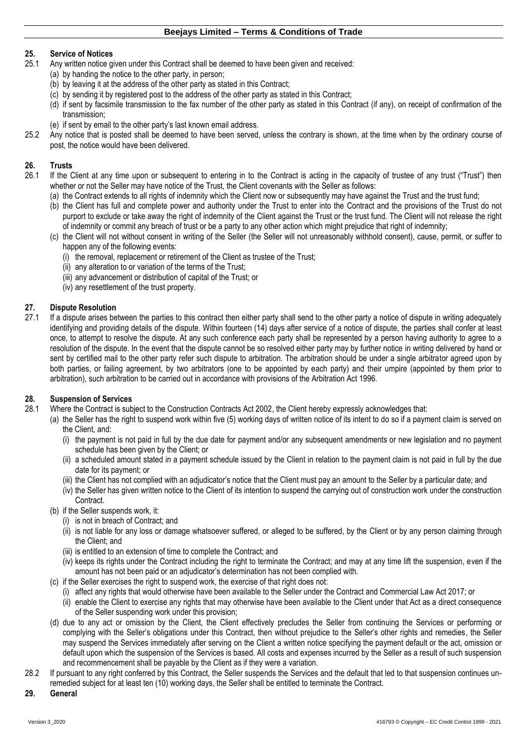## 25. Service of Notices

25.1 Any written notice given under this Contract shall be deemed to have been given and received:

(a) by handing the notice to the other party, in person;

(b) by leaving it at the address of the other party as stated in this Contract;

(c) by sending it by registered post to the address of the other party as stated in this Contract;

(d) if sent by facsimile transmission to the fax number of the other party as stated in this Contract (if any), on receipt of confirmation of the transmission;

(e) if sent by email to the other party's last known email address.

25.2 Any notice that is posted shall be deemed to have been served, unless the contrary is shown, at the time when by the ordinary course of post, the notice would have been delivered.

## 26. Trusts

26.1 If the Client at any time upon or subsequent to entering in to the Contract is acting in the capacity of trustee of any trust ("Trust") then whether or not the Seller may have notice of the Trust, the Client covenants with the Seller as follows:

(a) the Contract extends to all rights of indemnity which the Client now or subsequently may have against the Trust and the trust fund;

(b) the Client has full and complete power and authority under the Trust to enter into the Contract and the provisions of the Trust do not purport to exclude or take away the right of indemnity of the Client against the Trust or the trust fund. The Client will not release the right of indemnity or commit any breach of trust or be a party to any other action which might prejudice that right of indemnity;

(c) the Client will not without consent in writing of the Seller (the Seller will not unreasonably withhold consent), cause, permit, or suffer to happen any of the following events:

(i) the removal, replacement or retirement of the Client as trustee of the Trust;

(ii) any alteration to or variation of the terms of the Trust;

(iii) any advancement or distribution of capital of the Trust; or

(iv) any resettlement of the trust property.

## 27. Dispute Resolution

27.1 If a dispute arises between the parties to this contract then either party shall send to the other party a notice of dispute in writing adequately identifying and providing details of the dispute. Within fourteen (14) days after service of a notice of dispute, the parties shall confer at least once, to attempt to resolve the dispute. At any such conference each party shall be represented by a person having authority to agree to a resolution of the dispute. In the event that the dispute cannot be so resolved either party may by further notice in writing delivered by hand or sent by certified mail to the other party refer such dispute to arbitration. The arbitration should be under a single arbitrator agreed upon by both parties, or failing agreement, by two arbitrators (one to be appointed by each party) and their umpire (appointed by them prior to arbitration), such arbitration to be carried out in accordance with provisions of the Arbitration Act 1996.

## 28. Suspension of Services

28.1 Where the Contract is subject to the Construction Contracts Act 2002, the Client hereby expressly acknowledges that:

(a) the Seller has the right to suspend work within five (5) working days of written notice of its intent to do so if a payment claim is served on the Client, and:

(i) the payment is not paid in full by the due date for payment and/or any subsequent amendments or new legislation and no payment schedule has been given by the Client; or

(ii) a scheduled amount stated in a payment schedule issued by the Client in relation to the payment claim is not paid in full by the due date for its payment; or

(iii) the Client has not complied with an adjudicator's notice that the Client must pay an amount to the Seller by a particular date; and

(iv) the Seller has given written notice to the Client of its intention to suspend the carrying out of construction work under the construction Contract.

(b) if the Seller suspends work, it:

(i) is not in breach of Contract; and

(ii) is not liable for any loss or damage whatsoever suffered, or alleged to be suffered, by the Client or by any person claiming through the Client; and

(iii) is entitled to an extension of time to complete the Contract; and

(iv) keeps its rights under the Contract including the right to terminate the Contract; and may at any time lift the suspension, even if the amount has not been paid or an adjudicator's determination has not been complied with.

(c) if the Seller exercises the right to suspend work, the exercise of that right does not:

(i) affect any rights that would otherwise have been available to the Seller under the Contract and Commercial Law Act 2017; or

(ii) enable the Client to exercise any rights that may otherwise have been available to the Client under that Act as a direct consequence of the Seller suspending work under this provision;

(d) due to any act or omission by the Client, the Client effectively precludes the Seller from continuing the Services or performing or complying with the Seller's obligations under this Contract, then without prejudice to the Seller's other rights and remedies, the Seller may suspend the Services immediately after serving on the Client a written notice specifying the payment default or the act, omission or default upon which the suspension of the Services is based. All costs and expenses incurred by the Seller as a result of such suspension and recommencement shall be payable by the Client as if they were a variation.

28.2 If pursuant to any right conferred by this Contract, the Seller suspends the Services and the default that led to that suspension continues un-remedied subject for at least ten (10) working days, the Seller shall be entitled to terminate the Contract.

## 29. General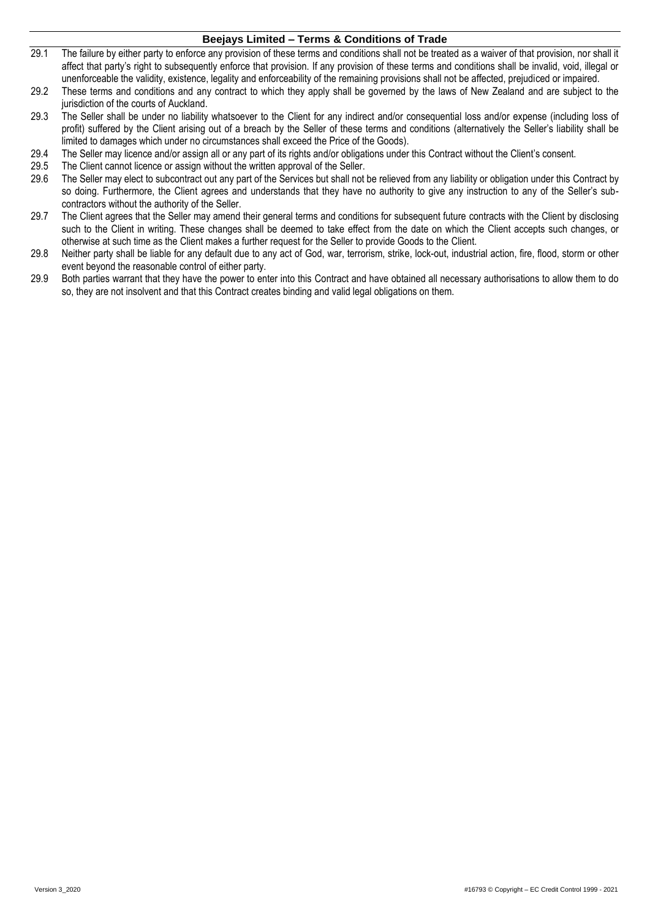29.1 The failure by either party to enforce any provision of these terms and conditions shall not be treated as a waiver of that provision, nor shall it affect that party's right to subsequently enforce that provision. If any provision of these terms and conditions shall be invalid, void, illegal or unenforceable the validity, existence, legality and enforceability of the remaining provisions shall not be affected, prejudiced or impaired.

29.2 These terms and conditions and any contract to which they apply shall be governed by the laws of New Zealand and are subject to the jurisdiction of the courts of Auckland.

29.3 The Seller shall be under no liability whatsoever to the Client for any indirect and/or consequential loss and/or expense (including loss of profit) suffered by the Client arising out of a breach by the Seller of these terms and conditions (alternatively the Seller's liability shall be limited to damages which under no circumstances shall exceed the Price of the Goods).

29.4 The Seller may licence and/or assign all or any part of its rights and/or obligations under this Contract without the Client's consent.

29.5 The Client cannot licence or assign without the written approval of the Seller.

29.6 The Seller may elect to subcontract out any part of the Services but shall not be relieved from any liability or obligation under this Contract by so doing. Furthermore, the Client agrees and understands that they have no authority to give any instruction to any of the Seller's sub-contractors without the authority of the Seller.

29.7 The Client agrees that the Seller may amend their general terms and conditions for subsequent future contracts with the Client by disclosing such to the Client in writing. These changes shall be deemed to take effect from the date on which the Client accepts such changes, or otherwise at such time as the Client makes a further request for the Seller to provide Goods to the Client.

29.8 Neither party shall be liable for any default due to any act of God, war, terrorism, strike, lock-out, industrial action, fire, flood, storm or other event beyond the reasonable control of either party.

29.9 Both parties warrant that they have the power to enter into this Contract and have obtained all necessary authorisations to allow them to do so, they are not insolvent and that this Contract creates binding and valid legal obligations on them.